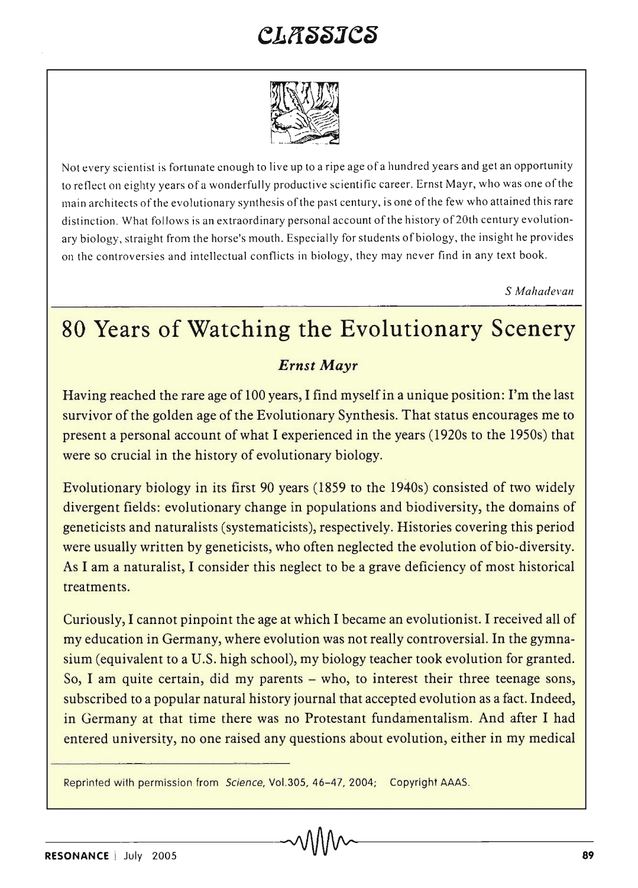# CLASSICS

Not every scientist is fortunate enough to live up to a ripe age of a hundred years and get an opportunity to reflect on eighty years of a wonderfully productive scientific career. Ernst Mayr, who was one of the main architects of the evolutionary synthesis of the past century, is one of the few who attained this rare distinction. What follows is an extraordinary personal account of the history of 20th century evolutionary biology, straight from the horse's mouth. Especially for students of biology, the insight he provides on the controversies and intellectual conflicts in biology, they may never find in any text book.

*S Mahadevan*

## 80 Years of Watching the Evolutionary Scenery

***Ernst Mayr***

Having reached the rare age of 100 years, I find myself in a unique position: I'm the last survivor of the golden age of the Evolutionary Synthesis. That status encourages me to present a personal account of what I experienced in the years (1920s to the 1950s) that were so crucial in the history of evolutionary biology.

Evolutionary biology in its first 90 years (1859 to the 1940s) consisted of two widely divergent fields: evolutionary change in populations and biodiversity, the domains of geneticists and naturalists (systematicists), respectively. Histories covering this period were usually written by geneticists, who often neglected the evolution of bio-diversity. As I am a naturalist, I consider this neglect to be a grave deficiency of most historical treatments.

Curiously, I cannot pinpoint the age at which I became an evolutionist. I received all of my education in Germany, where evolution was not really controversial. In the gymnasium (equivalent to a U.S. high school), my biology teacher took evolution for granted. So, I am quite certain, did my parents – who, to interest their three teenage sons, subscribed to a popular natural history journal that accepted evolution as a fact. Indeed, in Germany at that time there was no Protestant fundamentalism. And after I had entered university, no one raised any questions about evolution, either in my medical

Reprinted with permission from *Science*, Vol.305, 46–47, 2004; Copyright AAAS.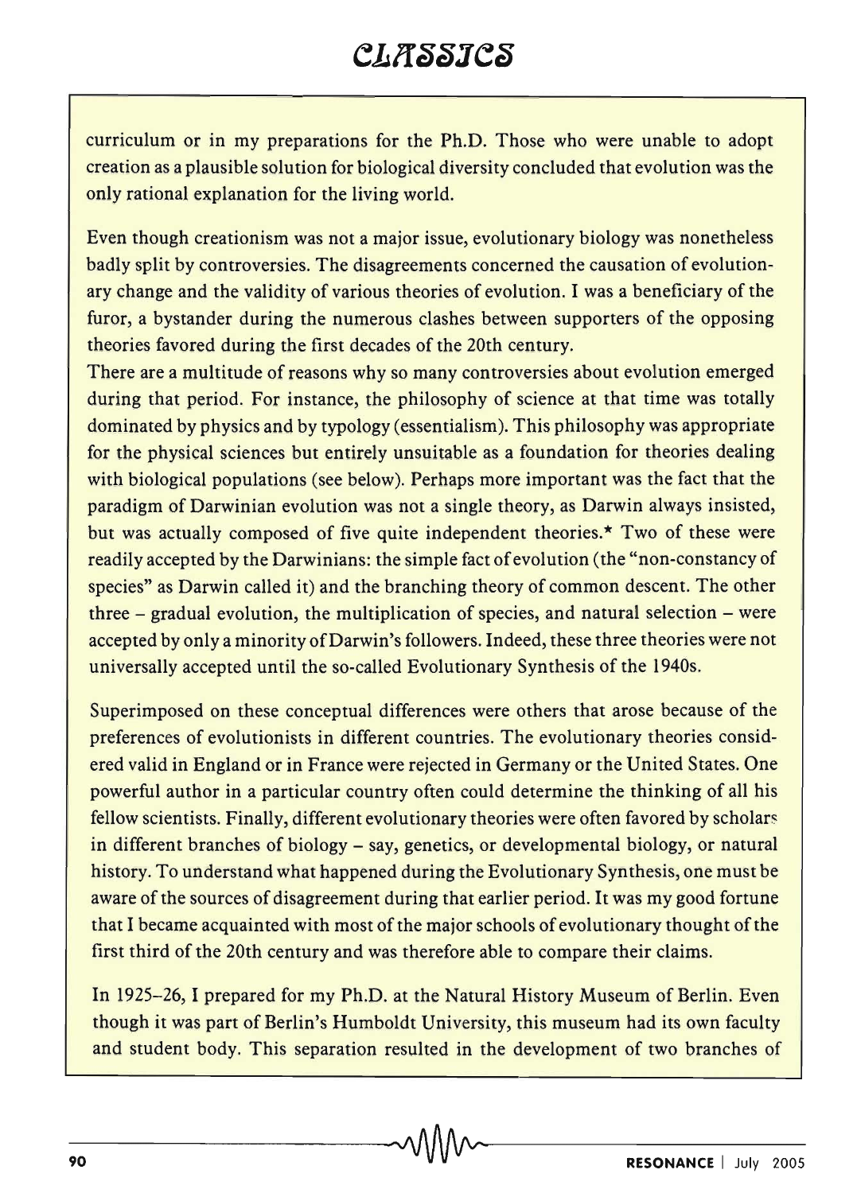curriculum or in my preparations for the Ph.D. Those who were unable to adopt creation as a plausible solution for biological diversity concluded that evolution was the only rational explanation for the living world.

Even though creationism was not a major issue, evolutionary biology was nonetheless badly split by controversies. The disagreements concerned the causation of evolutionary change and the validity of various theories of evolution. I was a beneficiary of the furor, a bystander during the numerous clashes between supporters of the opposing theories favored during the first decades of the 20th century.

There are a multitude of reasons why so many controversies about evolution emerged during that period. For instance, the philosophy of science at that time was totally dominated by physics and by typology (essentialism). This philosophy was appropriate for the physical sciences but entirely unsuitable as a foundation for theories dealing with biological populations (see below). Perhaps more important was the fact that the paradigm of Darwinian evolution was not a single theory, as Darwin always insisted, but was actually composed of five quite independent theories.* Two of these were readily accepted by the Darwinians: the simple fact of evolution (the "non-constancy of species" as Darwin called it) and the branching theory of common descent. The other three – gradual evolution, the multiplication of species, and natural selection – were accepted by only a minority of Darwin's followers. Indeed, these three theories were not universally accepted until the so-called Evolutionary Synthesis of the 1940s.

Superimposed on these conceptual differences were others that arose because of the preferences of evolutionists in different countries. The evolutionary theories considered valid in England or in France were rejected in Germany or the United States. One powerful author in a particular country often could determine the thinking of all his fellow scientists. Finally, different evolutionary theories were often favored by scholars in different branches of biology – say, genetics, or developmental biology, or natural history. To understand what happened during the Evolutionary Synthesis, one must be aware of the sources of disagreement during that earlier period. It was my good fortune that I became acquainted with most of the major schools of evolutionary thought of the first third of the 20th century and was therefore able to compare their claims.

In 1925–26, I prepared for my Ph.D. at the Natural History Museum of Berlin. Even though it was part of Berlin's Humboldt University, this museum had its own faculty and student body. This separation resulted in the development of two branches of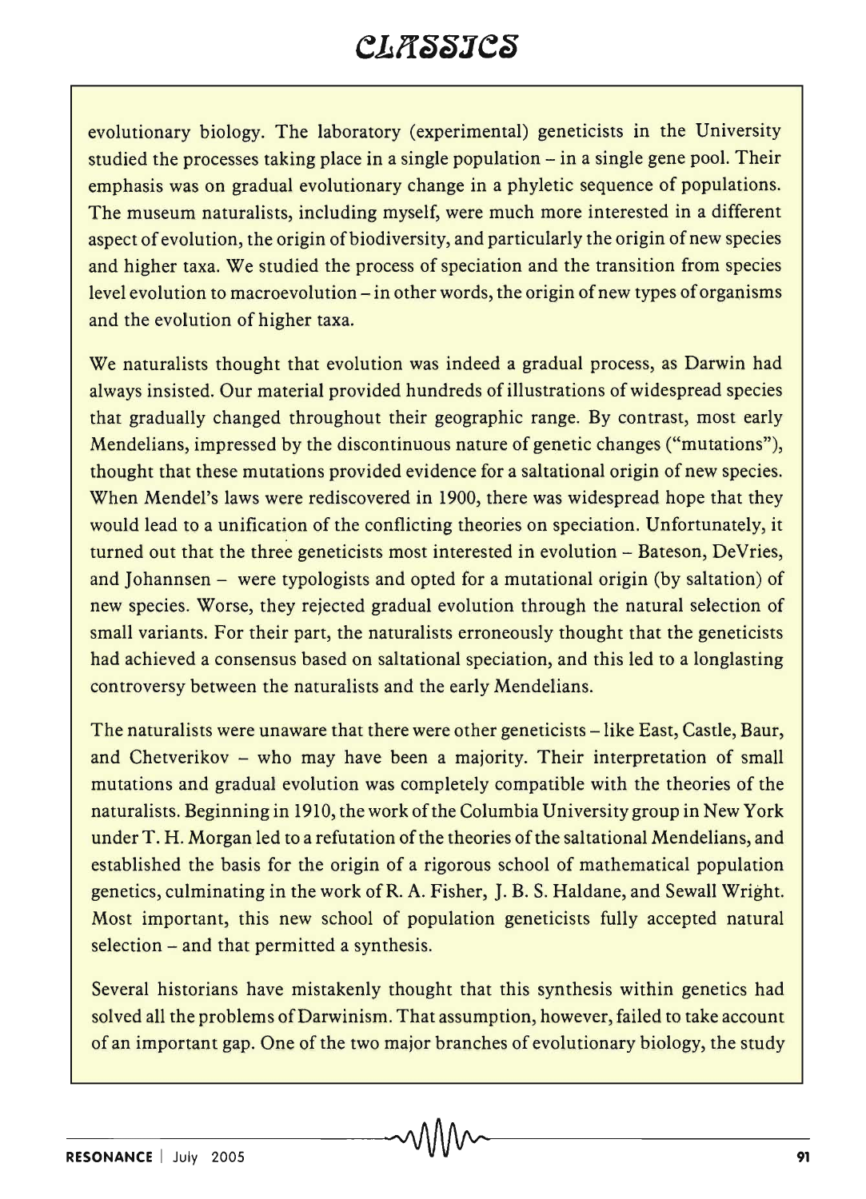evolutionary biology. The laboratory (experimental) geneticists in the University studied the processes taking place in a single population – in a single gene pool. Their emphasis was on gradual evolutionary change in a phyletic sequence of populations. The museum naturalists, including myself, were much more interested in a different aspect of evolution, the origin of biodiversity, and particularly the origin of new species and higher taxa. We studied the process of speciation and the transition from species level evolution to macroevolution – in other words, the origin of new types of organisms and the evolution of higher taxa.

We naturalists thought that evolution was indeed a gradual process, as Darwin had always insisted. Our material provided hundreds of illustrations of widespread species that gradually changed throughout their geographic range. By contrast, most early Mendelians, impressed by the discontinuous nature of genetic changes ("mutations"), thought that these mutations provided evidence for a saltational origin of new species. When Mendel's laws were rediscovered in 1900, there was widespread hope that they would lead to a unification of the conflicting theories on speciation. Unfortunately, it turned out that the three geneticists most interested in evolution – Bateson, DeVries, and Johannsen – were typologists and opted for a mutational origin (by saltation) of new species. Worse, they rejected gradual evolution through the natural selection of small variants. For their part, the naturalists erroneously thought that the geneticists had achieved a consensus based on saltational speciation, and this led to a longlasting controversy between the naturalists and the early Mendelians.

The naturalists were unaware that there were other geneticists – like East, Castle, Baur, and Chetverikov – who may have been a majority. Their interpretation of small mutations and gradual evolution was completely compatible with the theories of the naturalists. Beginning in 1910, the work of the Columbia University group in New York under T. H. Morgan led to a refutation of the theories of the saltational Mendelians, and established the basis for the origin of a rigorous school of mathematical population genetics, culminating in the work of R. A. Fisher, J. B. S. Haldane, and Sewall Wright. Most important, this new school of population geneticists fully accepted natural selection – and that permitted a synthesis.

Several historians have mistakenly thought that this synthesis within genetics had solved all the problems of Darwinism. That assumption, however, failed to take account of an important gap. One of the two major branches of evolutionary biology, the study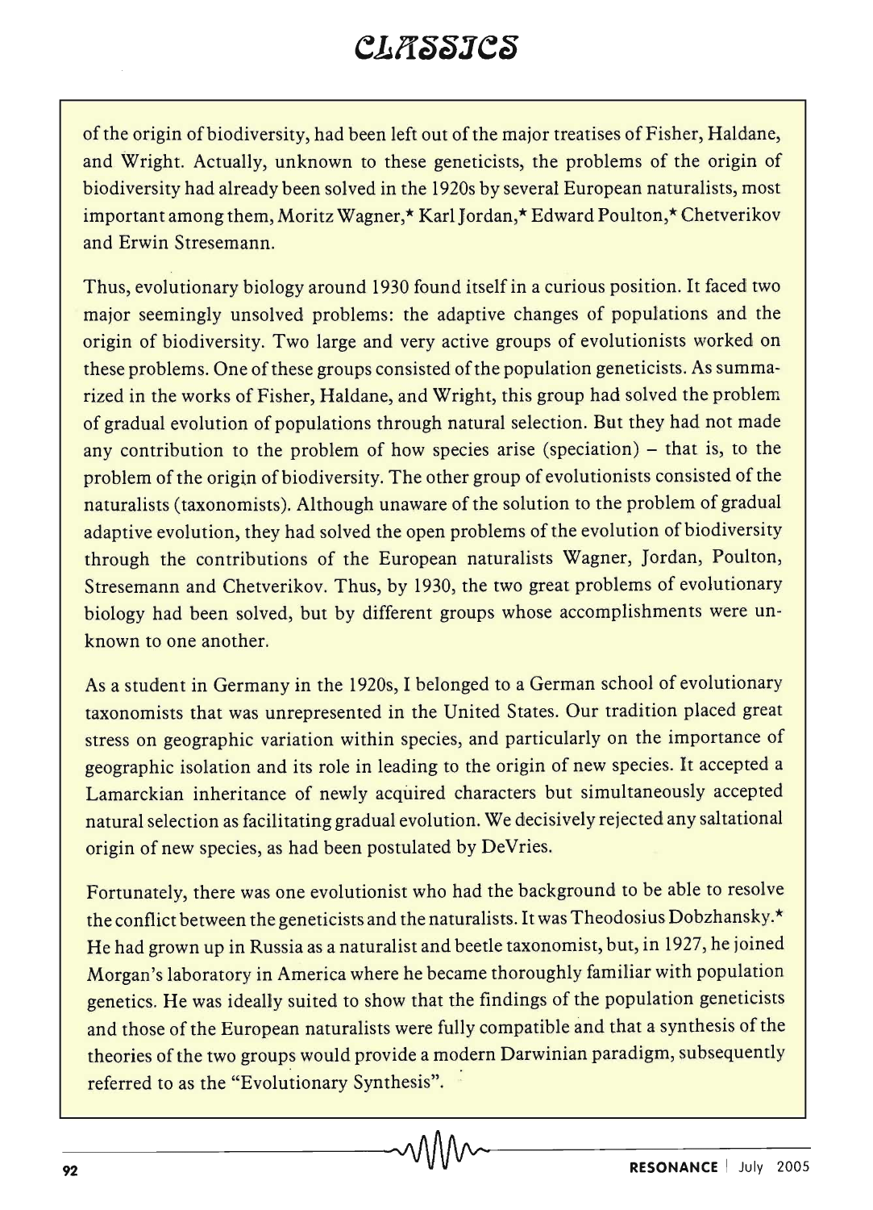of the origin of biodiversity, had been left out of the major treatises of Fisher, Haldane, and Wright. Actually, unknown to these geneticists, the problems of the origin of biodiversity had already been solved in the 1920s by several European naturalists, most important among them, Moritz Wagner,* Karl Jordan,* Edward Poulton,* Chetverikov and Erwin Stresemann.

Thus, evolutionary biology around 1930 found itself in a curious position. It faced two major seemingly unsolved problems: the adaptive changes of populations and the origin of biodiversity. Two large and very active groups of evolutionists worked on these problems. One of these groups consisted of the population geneticists. As summarized in the works of Fisher, Haldane, and Wright, this group had solved the problem of gradual evolution of populations through natural selection. But they had not made any contribution to the problem of how species arise (speciation) – that is, to the problem of the origin of biodiversity. The other group of evolutionists consisted of the naturalists (taxonomists). Although unaware of the solution to the problem of gradual adaptive evolution, they had solved the open problems of the evolution of biodiversity through the contributions of the European naturalists Wagner, Jordan, Poulton, Stresemann and Chetverikov. Thus, by 1930, the two great problems of evolutionary biology had been solved, but by different groups whose accomplishments were unknown to one another.

As a student in Germany in the 1920s, I belonged to a German school of evolutionary taxonomists that was unrepresented in the United States. Our tradition placed great stress on geographic variation within species, and particularly on the importance of geographic isolation and its role in leading to the origin of new species. It accepted a Lamarckian inheritance of newly acquired characters but simultaneously accepted natural selection as facilitating gradual evolution. We decisively rejected any saltational origin of new species, as had been postulated by DeVries.

Fortunately, there was one evolutionist who had the background to be able to resolve the conflict between the geneticists and the naturalists. It was Theodosius Dobzhansky.* He had grown up in Russia as a naturalist and beetle taxonomist, but, in 1927, he joined Morgan's laboratory in America where he became thoroughly familiar with population genetics. He was ideally suited to show that the findings of the population geneticists and those of the European naturalists were fully compatible and that a synthesis of the theories of the two groups would provide a modern Darwinian paradigm, subsequently referred to as the "Evolutionary Synthesis".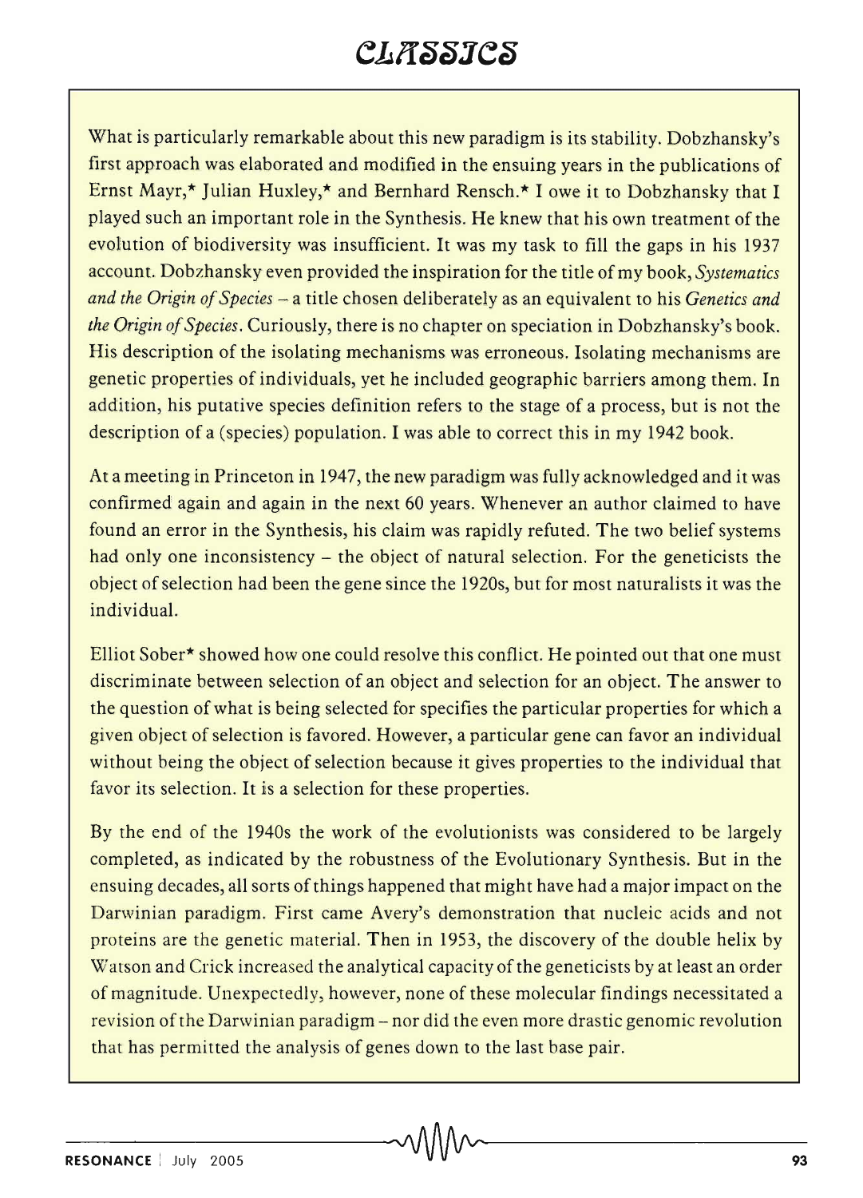What is particularly remarkable about this new paradigm is its stability. Dobzhansky's first approach was elaborated and modified in the ensuing years in the publications of Ernst Mayr,* Julian Huxley,* and Bernhard Rensch.* I owe it to Dobzhansky that I played such an important role in the Synthesis. He knew that his own treatment of the evolution of biodiversity was insufficient. It was my task to fill the gaps in his 1937 account. Dobzhansky even provided the inspiration for the title of my book, *Systematics and the Origin of Species* – a title chosen deliberately as an equivalent to his *Genetics and the Origin of Species*. Curiously, there is no chapter on speciation in Dobzhansky's book. His description of the isolating mechanisms was erroneous. Isolating mechanisms are genetic properties of individuals, yet he included geographic barriers among them. In addition, his putative species definition refers to the stage of a process, but is not the description of a (species) population. I was able to correct this in my 1942 book.

At a meeting in Princeton in 1947, the new paradigm was fully acknowledged and it was confirmed again and again in the next 60 years. Whenever an author claimed to have found an error in the Synthesis, his claim was rapidly refuted. The two belief systems had only one inconsistency – the object of natural selection. For the geneticists the object of selection had been the gene since the 1920s, but for most naturalists it was the individual.

Elliot Sober* showed how one could resolve this conflict. He pointed out that one must discriminate between selection of an object and selection for an object. The answer to the question of what is being selected for specifies the particular properties for which a given object of selection is favored. However, a particular gene can favor an individual without being the object of selection because it gives properties to the individual that favor its selection. It is a selection for these properties.

By the end of the 1940s the work of the evolutionists was considered to be largely completed, as indicated by the robustness of the Evolutionary Synthesis. But in the ensuing decades, all sorts of things happened that might have had a major impact on the Darwinian paradigm. First came Avery's demonstration that nucleic acids and not proteins are the genetic material. Then in 1953, the discovery of the double helix by Watson and Crick increased the analytical capacity of the geneticists by at least an order of magnitude. Unexpectedly, however, none of these molecular findings necessitated a revision of the Darwinian paradigm – nor did the even more drastic genomic revolution that has permitted the analysis of genes down to the last base pair.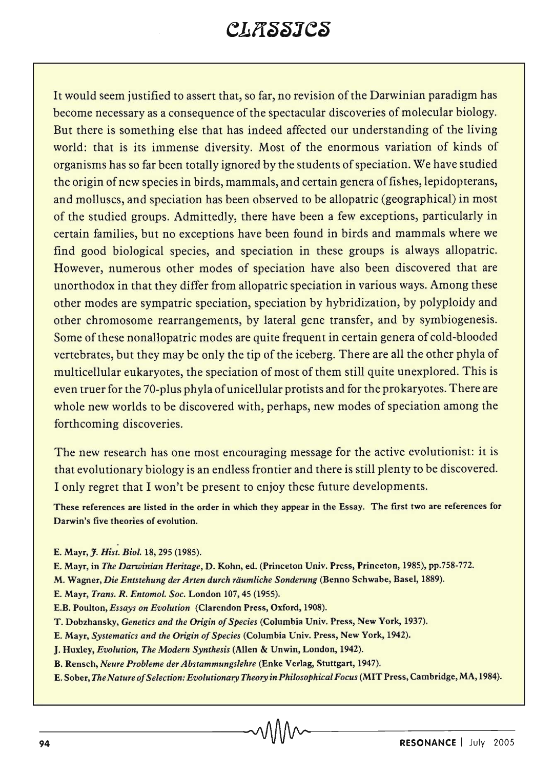It would seem justified to assert that, so far, no revision of the Darwinian paradigm has become necessary as a consequence of the spectacular discoveries of molecular biology. But there is something else that has indeed affected our understanding of the living world: that is its immense diversity. Most of the enormous variation of kinds of organisms has so far been totally ignored by the students of speciation. We have studied the origin of new species in birds, mammals, and certain genera of fishes, lepidopterans, and molluscs, and speciation has been observed to be allopatric (geographical) in most of the studied groups. Admittedly, there have been a few exceptions, particularly in certain families, but no exceptions have been found in birds and mammals where we find good biological species, and speciation in these groups is always allopatric. However, numerous other modes of speciation have also been discovered that are unorthodox in that they differ from allopatric speciation in various ways. Among these other modes are sympatric speciation, speciation by hybridization, by polyploidy and other chromosome rearrangements, by lateral gene transfer, and by symbiogenesis. Some of these nonallopatric modes are quite frequent in certain genera of cold-blooded vertebrates, but they may be only the tip of the iceberg. There are all the other phyla of multicellular eukaryotes, the speciation of most of them still quite unexplored. This is even truer for the 70-plus phyla of unicellular protists and for the prokaryotes. There are whole new worlds to be discovered with, perhaps, new modes of speciation among the forthcoming discoveries.

The new research has one most encouraging message for the active evolutionist: it is that evolutionary biology is an endless frontier and there is still plenty to be discovered. I only regret that I won't be present to enjoy these future developments.

**These references are listed in the order in which they appear in the Essay. The first two are references for Darwin's five theories of evolution.**

**E. Mayr, *J. Hist. Biol.* 18, 295 (1985).**

**E. Mayr, in *The Darwinian Heritage*, D. Kohn, ed. (Princeton Univ. Press, Princeton, 1985), pp.758-772.**

**M. Wagner, *Die Entstehung der Arten durch räumliche Sonderung* (Benno Schwabe, Basel, 1889).**

**E. Mayr, *Trans. R. Entomol. Soc.* London 107, 45 (1955).**

**E.B. Poulton, *Essays on Evolution* (Clarendon Press, Oxford, 1908).**

**T. Dobzhansky, *Genetics and the Origin of Species* (Columbia Univ. Press, New York, 1937).**

**E. Mayr, *Systematics and the Origin of Species* (Columbia Univ. Press, New York, 1942).**

**J. Huxley, *Evolution, The Modern Synthesis* (Allen & Unwin, London, 1942).**

**B. Rensch, *Neure Probleme der Abstammungslehre* (Enke Verlag, Stuttgart, 1947).**

**E. Sober, *The Nature of Selection: Evolutionary Theory in Philosophical Focus* (MIT Press, Cambridge, MA, 1984).**